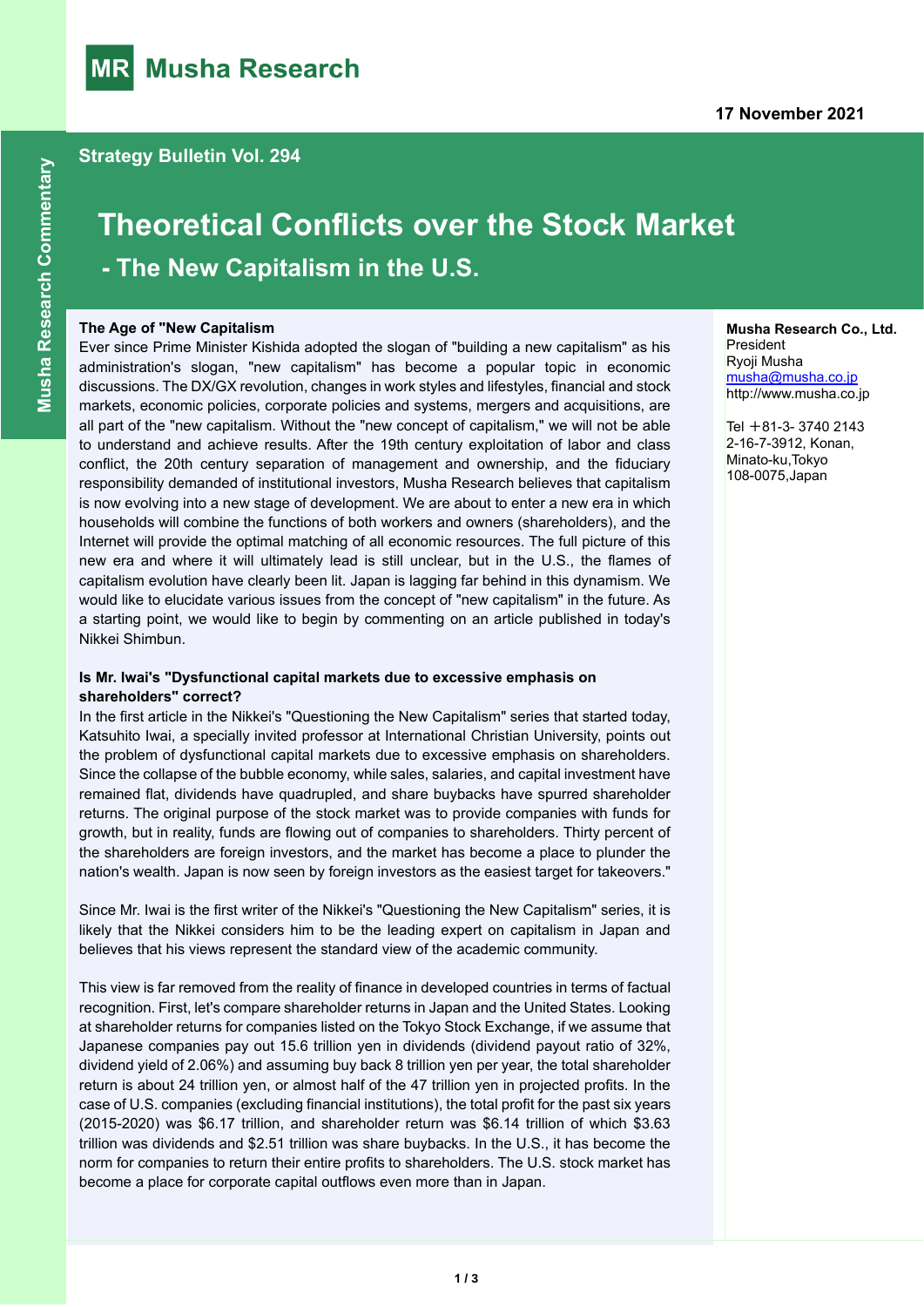# Musha Research

17 November 2021

Musha Research Commentary

**Strategy Bulletin Vol. 294**

# Theoretical Conflicts over the Stock Market

## - The New Capitalism in the U.S.

**Musha Research Co., Ltd.**
President
Ryoji Musha
musha@musha.co.jp
http://www.musha.co.jp

Tel ＋81-3- 3740 2143
2-16-7-3912, Konan,
Minato-ku,Tokyo
108-0075,Japan

### The Age of "New Capitalism

Ever since Prime Minister Kishida adopted the slogan of "building a new capitalism" as his administration's slogan, "new capitalism" has become a popular topic in economic discussions. The DX/GX revolution, changes in work styles and lifestyles, financial and stock markets, economic policies, corporate policies and systems, mergers and acquisitions, are all part of the "new capitalism. Without the "new concept of capitalism," we will not be able to understand and achieve results. After the 19th century exploitation of labor and class conflict, the 20th century separation of management and ownership, and the fiduciary responsibility demanded of institutional investors, Musha Research believes that capitalism is now evolving into a new stage of development. We are about to enter a new era in which households will combine the functions of both workers and owners (shareholders), and the Internet will provide the optimal matching of all economic resources. The full picture of this new era and where it will ultimately lead is still unclear, but in the U.S., the flames of capitalism evolution have clearly been lit. Japan is lagging far behind in this dynamism. We would like to elucidate various issues from the concept of "new capitalism" in the future. As a starting point, we would like to begin by commenting on an article published in today's Nikkei Shimbun.

### Is Mr. Iwai's "Dysfunctional capital markets due to excessive emphasis on shareholders" correct?

In the first article in the Nikkei's "Questioning the New Capitalism" series that started today, Katsuhito Iwai, a specially invited professor at International Christian University, points out the problem of dysfunctional capital markets due to excessive emphasis on shareholders. Since the collapse of the bubble economy, while sales, salaries, and capital investment have remained flat, dividends have quadrupled, and share buybacks have spurred shareholder returns. The original purpose of the stock market was to provide companies with funds for growth, but in reality, funds are flowing out of companies to shareholders. Thirty percent of the shareholders are foreign investors, and the market has become a place to plunder the nation's wealth. Japan is now seen by foreign investors as the easiest target for takeovers."

Since Mr. Iwai is the first writer of the Nikkei's "Questioning the New Capitalism" series, it is likely that the Nikkei considers him to be the leading expert on capitalism in Japan and believes that his views represent the standard view of the academic community.

This view is far removed from the reality of finance in developed countries in terms of factual recognition. First, let's compare shareholder returns in Japan and the United States. Looking at shareholder returns for companies listed on the Tokyo Stock Exchange, if we assume that Japanese companies pay out 15.6 trillion yen in dividends (dividend payout ratio of 32%, dividend yield of 2.06%) and assuming buy back 8 trillion yen per year, the total shareholder return is about 24 trillion yen, or almost half of the 47 trillion yen in projected profits. In the case of U.S. companies (excluding financial institutions), the total profit for the past six years (2015-2020) was $6.17 trillion, and shareholder return was $6.14 trillion of which $3.63 trillion was dividends and $2.51 trillion was share buybacks. In the U.S., it has become the norm for companies to return their entire profits to shareholders. The U.S. stock market has become a place for corporate capital outflows even more than in Japan.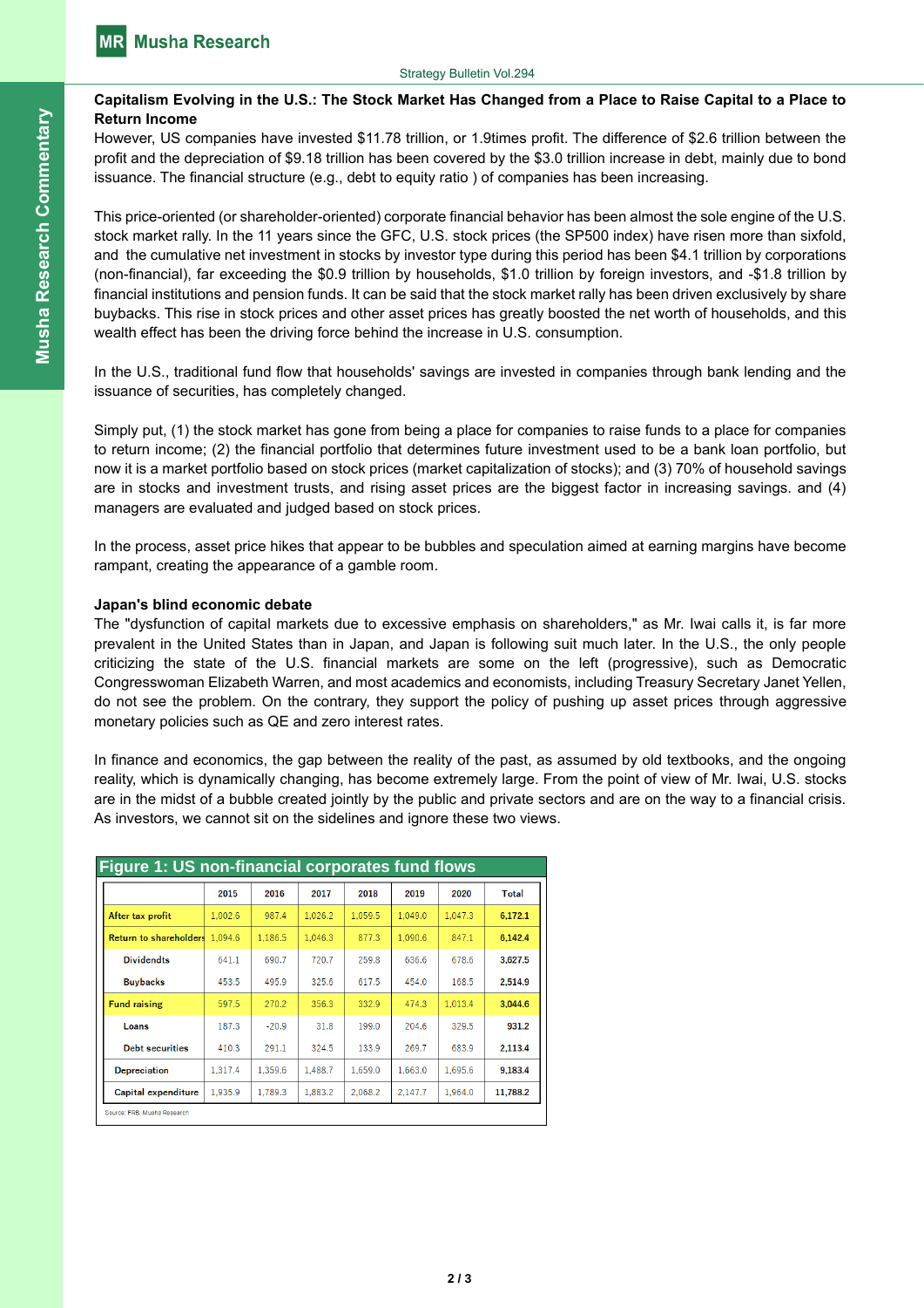**Capitalism Evolving in the U.S.: The Stock Market Has Changed from a Place to Raise Capital to a Place to Return Income**

However, US companies have invested $11.78 trillion, or 1.9times profit. The difference of $2.6 trillion between the profit and the depreciation of $9.18 trillion has been covered by the $3.0 trillion increase in debt, mainly due to bond issuance. The financial structure (e.g., debt to equity ratio ) of companies has been increasing.

This price-oriented (or shareholder-oriented) corporate financial behavior has been almost the sole engine of the U.S. stock market rally. In the 11 years since the GFC, U.S. stock prices (the SP500 index) have risen more than sixfold, and the cumulative net investment in stocks by investor type during this period has been $4.1 trillion by corporations (non-financial), far exceeding the $0.9 trillion by households, $1.0 trillion by foreign investors, and -$1.8 trillion by financial institutions and pension funds. It can be said that the stock market rally has been driven exclusively by share buybacks. This rise in stock prices and other asset prices has greatly boosted the net worth of households, and this wealth effect has been the driving force behind the increase in U.S. consumption.

In the U.S., traditional fund flow that households' savings are invested in companies through bank lending and the issuance of securities, has completely changed.

Simply put, (1) the stock market has gone from being a place for companies to raise funds to a place for companies to return income; (2) the financial portfolio that determines future investment used to be a bank loan portfolio, but now it is a market portfolio based on stock prices (market capitalization of stocks); and (3) 70% of household savings are in stocks and investment trusts, and rising asset prices are the biggest factor in increasing savings. and (4) managers are evaluated and judged based on stock prices.

In the process, asset price hikes that appear to be bubbles and speculation aimed at earning margins have become rampant, creating the appearance of a gamble room.

**Japan's blind economic debate**

The "dysfunction of capital markets due to excessive emphasis on shareholders," as Mr. Iwai calls it, is far more prevalent in the United States than in Japan, and Japan is following suit much later. In the U.S., the only people criticizing the state of the U.S. financial markets are some on the left (progressive), such as Democratic Congresswoman Elizabeth Warren, and most academics and economists, including Treasury Secretary Janet Yellen, do not see the problem. On the contrary, they support the policy of pushing up asset prices through aggressive monetary policies such as QE and zero interest rates.

In finance and economics, the gap between the reality of the past, as assumed by old textbooks, and the ongoing reality, which is dynamically changing, has become extremely large. From the point of view of Mr. Iwai, U.S. stocks are in the midst of a bubble created jointly by the public and private sectors and are on the way to a financial crisis. As investors, we cannot sit on the sidelines and ignore these two views.

**Figure 1: US non-financial corporates fund flows**

| | 2015 | 2016 | 2017 | 2018 | 2019 | 2020 | Total |
|---|---|---|---|---|---|---|---|
| After tax profit | 1,002.6 | 987.4 | 1,026.2 | 1,059.5 | 1,049.0 | 1,047.3 | 6,172.1 |
| Return to shareholders | 1,094.6 | 1,186.5 | 1,046.3 | 877.3 | 1,090.6 | 847.1 | 6,142.4 |
| Dividendts | 641.1 | 690.7 | 720.7 | 259.8 | 636.6 | 678.6 | 3,627.5 |
| Buybacks | 453.5 | 495.9 | 325.6 | 617.5 | 454.0 | 168.5 | 2,514.9 |
| Fund raising | 597.5 | 270.2 | 356.3 | 332.9 | 474.3 | 1,013.4 | 3,044.6 |
| Loans | 187.3 | -20.9 | 31.8 | 199.0 | 204.6 | 329.5 | 931.2 |
| Debt securities | 410.3 | 291.1 | 324.5 | 133.9 | 269.7 | 683.9 | 2,113.4 |
| Depreciation | 1,317.4 | 1,359.6 | 1,488.7 | 1,659.0 | 1,663.0 | 1,695.6 | 9,183.4 |
| Capital expenditure | 1,935.9 | 1,789.3 | 1,883.2 | 2,068.2 | 2,147.7 | 1,964.0 | 11,788.2 |

Source: FRB, Musha Research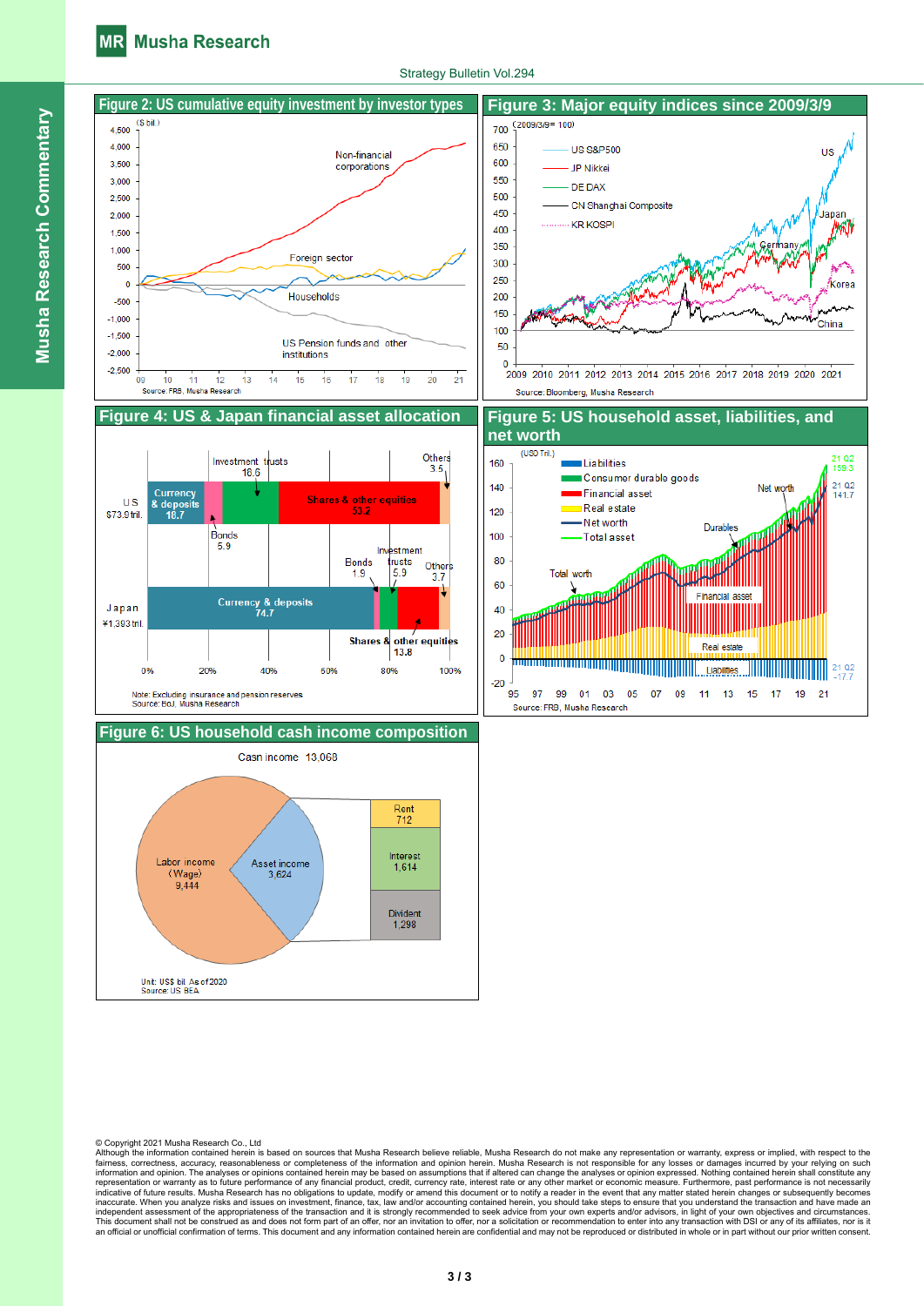## Figure 2: US cumulative equity investment by investor types

($ bil.)

4,500
4,000
3,500
3,000
2,500
2,000
1,500
1,000
500
0
-500
-1,000
-1,500
-2,000
-2,500

09 10 11 12 13 14 15 16 17 18 19 20 21

Non-financial corporations

Foreign sector

Households

US Pension funds and other institutions

Source: FRB, Musha Research

## Figure 3: Major equity indices since 2009/3/9

(2009/3/9= 100)

700
650
600
550
500
450
400
350
300
250
200
150
100
50
0

2009 2010 2011 2012 2013 2014 2015 2016 2017 2018 2019 2020 2021

US S&P500
JP Nikkei
DE DAX
CN Shanghai Composite
KR KOSPI

US
Japan
Germany
Korea
China

Source: Bloomberg, Musha Research

## Figure 4: US & Japan financial asset allocation

US
$73.9 tril.

Currency & deposits 13.7
Bonds 5.9
Investment trusts 18.6
Shares & other equities 53.2
Others 3.5

Japan
¥1,393 tril.

Currency & deposits 74.7
Bonds 1.9
Investment trusts 5.9
Shares & other equities 13.8
Others 3.7

0% 20% 40% 60% 80% 100%

Note: Excluding insurance and pension reserves
Source: BoJ, Musha Research

## Figure 5: US household asset, liabilities, and net worth

(USD Tril.)

160
140
120
100
80
60
40
20
0
-20

95 97 99 01 03 05 07 09 11 13 15 17 19 21

Liabilities
Consumer durable goods
Financial asset
Real estate
Net worth
Total asset

21 Q2
159.3

21 Q2
141.7

21 Q2
-17.7

Net worth
Durables
Total worth
Financial asset
Real estate
Liabilities

Source: FRB, Musha Research

## Figure 6: US household cash income composition

Cash income 13,068

Labor income (Wage) 9,444

Asset income 3,624

Rent 712

Interest 1,614

Divident 1,298

Unit: US$ bil. As of 2020
Source: US BEA

© Copyright 2021 Musha Research Co., Ltd
Although the information contained herein is based on sources that Musha Research believe reliable, Musha Research do not make any representation or warranty, express or implied, with respect to the fairness, correctness, accuracy, reasonableness or completeness of the information and opinion herein. Musha Research is not responsible for any losses or damages incurred by your relying on such information and opinion. The analyses or opinions contained herein may be based on assumptions that if altered can change the analyses or opinion expressed. Nothing contained herein shall constitute any representation or warranty as to future performance of any financial product, credit, currency rate, interest rate or any other market or economic measure. Furthermore, past performance is not necessarily indicative of future results. Musha Research has no obligations to update, modify or amend this document or to notify a reader in the event that any matter stated herein changes or subsequently becomes inaccurate. When you analyze risks and issues on investment, finance, tax, law and/or accounting contained herein, you should take steps to ensure that you understand the transaction and have made an independent assessment of the appropriateness of the transaction and it is strongly recommended to seek advice from your own experts and/or advisors, in light of your own objectives and circumstances. This document shall not be construed as and does not form part of an offer, nor an invitation to offer, nor a solicitation or recommendation to enter into any transaction with DSI or any of its affiliates, nor is it an official or unofficial confirmation of terms. This document and any information contained herein are confidential and may not be reproduced or distributed in whole or in part without our prior written consent.